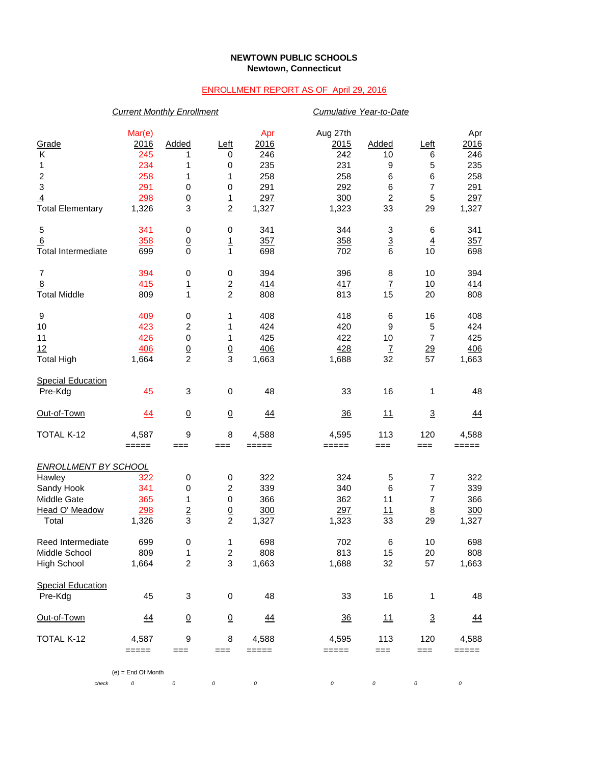**NEWTOWN PUBLIC SCHOOLS**
**Newtown, Connecticut**

ENROLLMENT REPORT AS OF April 29, 2016

| | *Current Monthly Enrollment* | | | | *Cumulative Year-to-Date* | | | |
|---|---|---|---|---|---|---|---|---|
| Grade | Mar(e) 2016 | Added | Left | Apr 2016 | Aug 27th 2015 | Added | Left | Apr 2016 |
| K | 245 | 1 | 0 | 246 | 242 | 10 | 6 | 246 |
| 1 | 234 | 1 | 0 | 235 | 231 | 9 | 5 | 235 |
| 2 | 258 | 1 | 1 | 258 | 258 | 6 | 6 | 258 |
| 3 | 291 | 0 | 0 | 291 | 292 | 6 | 7 | 291 |
| 4 | 298 | 0 | 1 | 297 | 300 | 2 | 5 | 297 |
| Total Elementary | 1,326 | 3 | 2 | 1,327 | 1,323 | 33 | 29 | 1,327 |
| | | | | | | | | |
| 5 | 341 | 0 | 0 | 341 | 344 | 3 | 6 | 341 |
| 6 | 358 | 0 | 1 | 357 | 358 | 3 | 4 | 357 |
| Total Intermediate | 699 | 0 | 1 | 698 | 702 | 6 | 10 | 698 |
| | | | | | | | | |
| 7 | 394 | 0 | 0 | 394 | 396 | 8 | 10 | 394 |
| 8 | 415 | 1 | 2 | 414 | 417 | 7 | 10 | 414 |
| Total Middle | 809 | 1 | 2 | 808 | 813 | 15 | 20 | 808 |
| | | | | | | | | |
| 9 | 409 | 0 | 1 | 408 | 418 | 6 | 16 | 408 |
| 10 | 423 | 2 | 1 | 424 | 420 | 9 | 5 | 424 |
| 11 | 426 | 0 | 1 | 425 | 422 | 10 | 7 | 425 |
| 12 | 406 | 0 | 0 | 406 | 428 | 7 | 29 | 406 |
| Total High | 1,664 | 2 | 3 | 1,663 | 1,688 | 32 | 57 | 1,663 |
| | | | | | | | | |
| Special Education Pre-Kdg | 45 | 3 | 0 | 48 | 33 | 16 | 1 | 48 |
| | | | | | | | | |
| Out-of-Town | 44 | 0 | 0 | 44 | 36 | 11 | 3 | 44 |
| | | | | | | | | |
| TOTAL K-12 | 4,587 | 9 | 8 | 4,588 | 4,595 | 113 | 120 | 4,588 |
| | | | | | | | | |
| *ENROLLMENT BY SCHOOL* | | | | | | | | |
| Hawley | 322 | 0 | 0 | 322 | 324 | 5 | 7 | 322 |
| Sandy Hook | 341 | 0 | 2 | 339 | 340 | 6 | 7 | 339 |
| Middle Gate | 365 | 1 | 0 | 366 | 362 | 11 | 7 | 366 |
| Head O' Meadow | 298 | 2 | 0 | 300 | 297 | 11 | 8 | 300 |
| Total | 1,326 | 3 | 2 | 1,327 | 1,323 | 33 | 29 | 1,327 |
| | | | | | | | | |
| Reed Intermediate | 699 | 0 | 1 | 698 | 702 | 6 | 10 | 698 |
| Middle School | 809 | 1 | 2 | 808 | 813 | 15 | 20 | 808 |
| High School | 1,664 | 2 | 3 | 1,663 | 1,688 | 32 | 57 | 1,663 |
| | | | | | | | | |
| Special Education Pre-Kdg | 45 | 3 | 0 | 48 | 33 | 16 | 1 | 48 |
| | | | | | | | | |
| Out-of-Town | 44 | 0 | 0 | 44 | 36 | 11 | 3 | 44 |
| | | | | | | | | |
| TOTAL K-12 | 4,587 | 9 | 8 | 4,588 | 4,595 | 113 | 120 | 4,588 |
| *check* | 0 | 0 | 0 | 0 | 0 | 0 | 0 | 0 |

(e) = End Of Month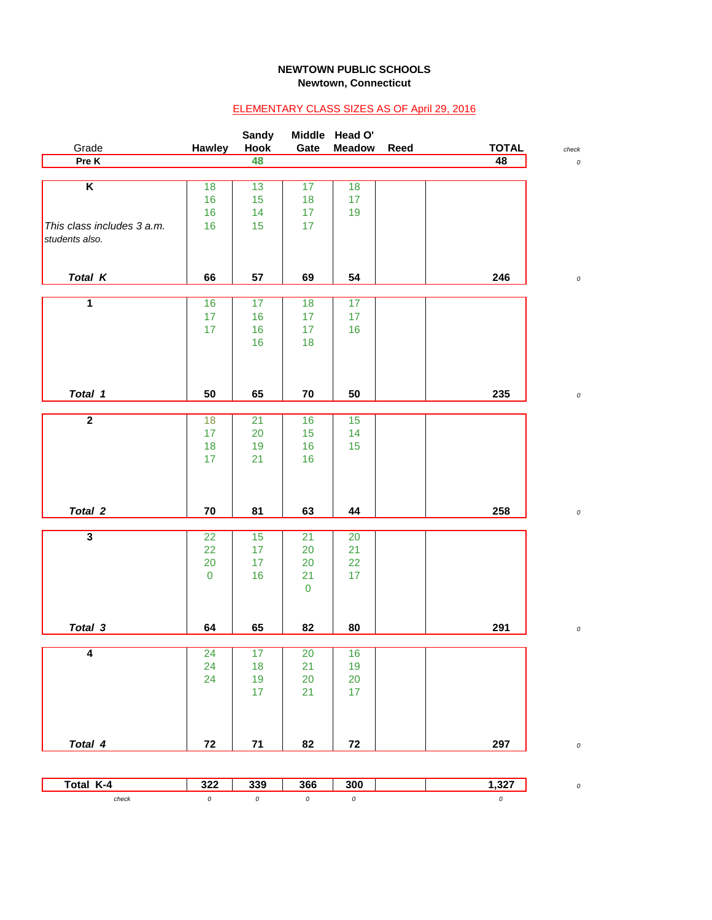**NEWTOWN PUBLIC SCHOOLS**
**Newtown, Connecticut**

ELEMENTARY CLASS SIZES AS OF April 29, 2016

| Grade | Hawley | Sandy Hook | Middle Gate | Head O' Meadow | Reed | TOTAL | check |
|---|---|---|---|---|---|---|---|
| **Pre K** | | 48 | | | | **48** | 0 |
| **K** | 18 | 13 | 17 | 18 | | | |
| | 16 | 15 | 18 | 17 | | | |
| | 16 | 14 | 17 | 19 | | | |
| *This class includes 3 a.m. students also.* | 16 | 15 | 17 | | | | |
| ***Total K*** | **66** | **57** | **69** | **54** | | **246** | 0 |
| **1** | 16 | 17 | 18 | 17 | | | |
| | 17 | 16 | 17 | 17 | | | |
| | 17 | 16 | 17 | 16 | | | |
| | | 16 | 18 | | | | |
| ***Total 1*** | **50** | **65** | **70** | **50** | | **235** | 0 |
| **2** | 18 | 21 | 16 | 15 | | | |
| | 17 | 20 | 15 | 14 | | | |
| | 18 | 19 | 16 | 15 | | | |
| | 17 | 21 | 16 | | | | |
| ***Total 2*** | **70** | **81** | **63** | **44** | | **258** | 0 |
| **3** | 22 | 15 | 21 | 20 | | | |
| | 22 | 17 | 20 | 21 | | | |
| | 20 | 17 | 20 | 22 | | | |
| | 0 | 16 | 21 | 17 | | | |
| | | | 0 | | | | |
| ***Total 3*** | **64** | **65** | **82** | **80** | | **291** | 0 |
| **4** | 24 | 17 | 20 | 16 | | | |
| | 24 | 18 | 21 | 19 | | | |
| | 24 | 19 | 20 | 20 | | | |
| | | 17 | 21 | 17 | | | |
| ***Total 4*** | **72** | **71** | **82** | **72** | | **297** | 0 |
| **Total K-4** | **322** | **339** | **366** | **300** | | **1,327** | 0 |
| *check* | *0* | *0* | *0* | *0* | | *0* | |